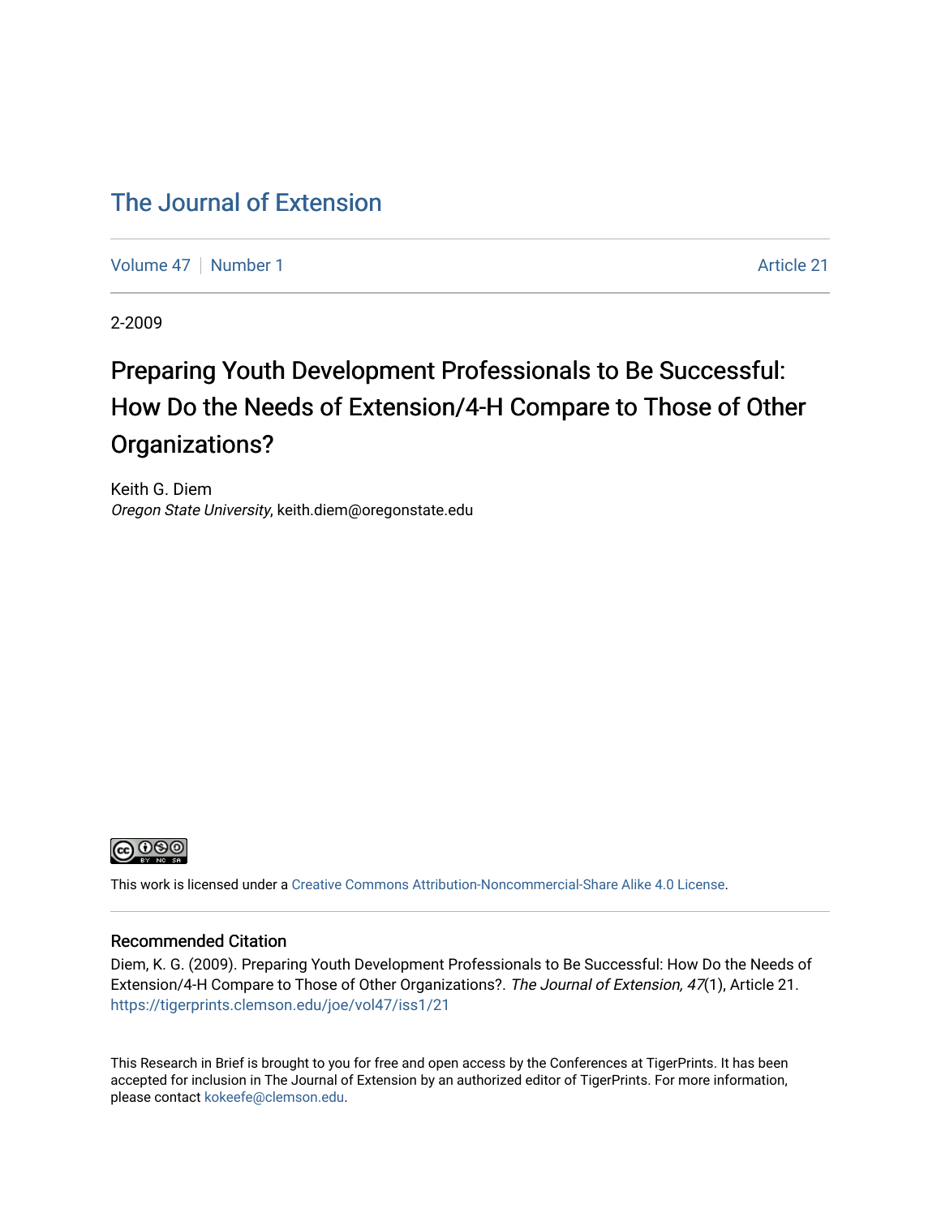# The Journal of Extension

Volume 47 | Number 1 | Article 21

2-2009

## Preparing Youth Development Professionals to Be Successful: How Do the Needs of Extension/4-H Compare to Those of Other Organizations?

Keith G. Diem
*Oregon State University*, keith.diem@oregonstate.edu

This work is licensed under a Creative Commons Attribution-Noncommercial-Share Alike 4.0 License.

### Recommended Citation

Diem, K. G. (2009). Preparing Youth Development Professionals to Be Successful: How Do the Needs of Extension/4-H Compare to Those of Other Organizations?. *The Journal of Extension, 47*(1), Article 21. https://tigerprints.clemson.edu/joe/vol47/iss1/21

This Research in Brief is brought to you for free and open access by the Conferences at TigerPrints. It has been accepted for inclusion in The Journal of Extension by an authorized editor of TigerPrints. For more information, please contact kokeefe@clemson.edu.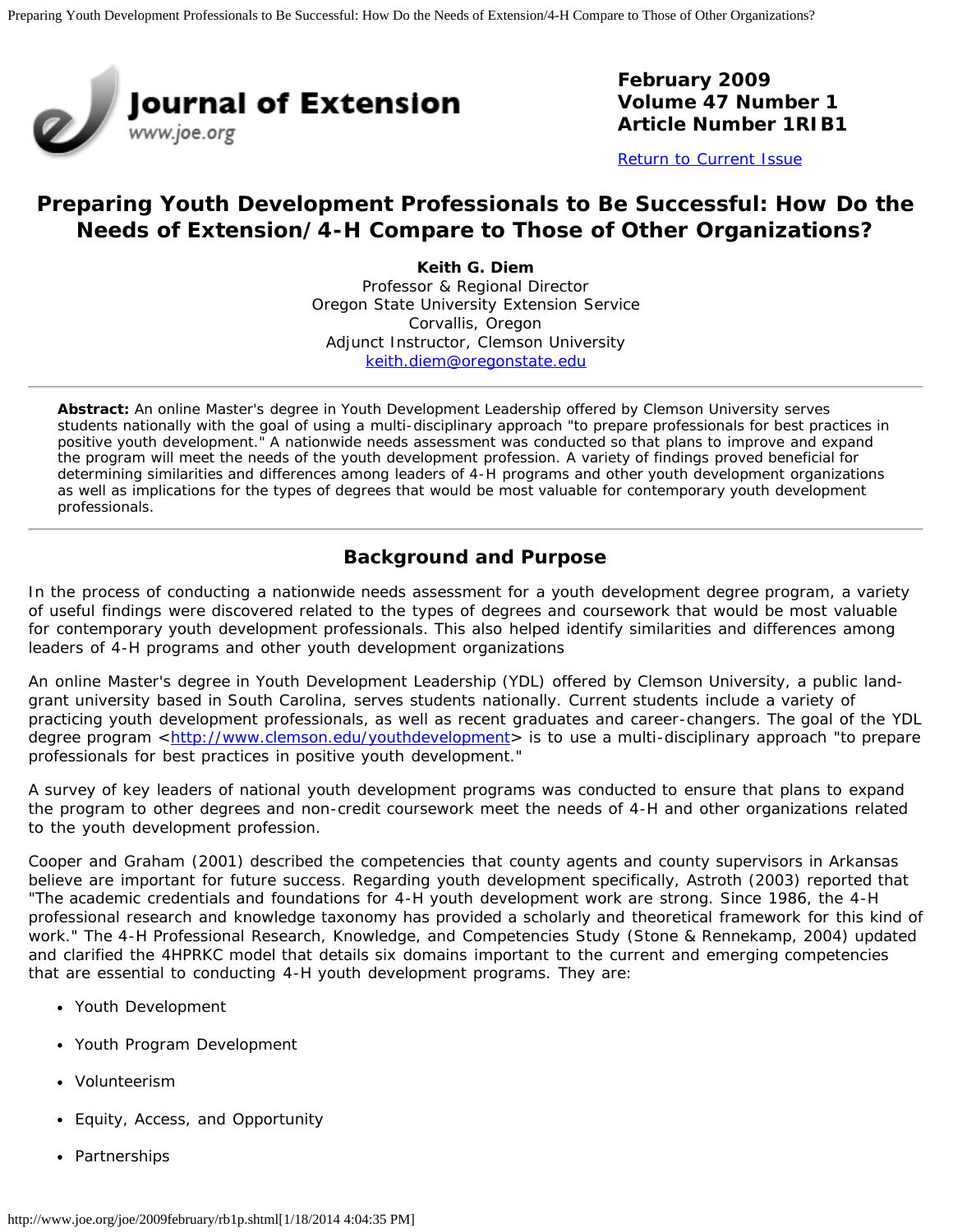February 2009
Volume 47 Number 1
Article Number 1RIB1

Return to Current Issue

# Preparing Youth Development Professionals to Be Successful: How Do the Needs of Extension/4-H Compare to Those of Other Organizations?

**Keith G. Diem**
Professor & Regional Director
Oregon State University Extension Service
Corvallis, Oregon
Adjunct Instructor, Clemson University
keith.diem@oregonstate.edu

**Abstract:** An online Master's degree in Youth Development Leadership offered by Clemson University serves students nationally with the goal of using a multi-disciplinary approach "to prepare professionals for best practices in positive youth development." A nationwide needs assessment was conducted so that plans to improve and expand the program will meet the needs of the youth development profession. A variety of findings proved beneficial for determining similarities and differences among leaders of 4-H programs and other youth development organizations as well as implications for the types of degrees that would be most valuable for contemporary youth development professionals.

## Background and Purpose

In the process of conducting a nationwide needs assessment for a youth development degree program, a variety of useful findings were discovered related to the types of degrees and coursework that would be most valuable for contemporary youth development professionals. This also helped identify similarities and differences among leaders of 4-H programs and other youth development organizations

An online Master's degree in Youth Development Leadership (YDL) offered by Clemson University, a public land-grant university based in South Carolina, serves students nationally. Current students include a variety of practicing youth development professionals, as well as recent graduates and career-changers. The goal of the YDL degree program <http://www.clemson.edu/youthdevelopment> is to use a multi-disciplinary approach "to prepare professionals for best practices in positive youth development."

A survey of key leaders of national youth development programs was conducted to ensure that plans to expand the program to other degrees and non-credit coursework meet the needs of 4-H and other organizations related to the youth development profession.

Cooper and Graham (2001) described the competencies that county agents and county supervisors in Arkansas believe are important for future success. Regarding youth development specifically, Astroth (2003) reported that "The academic credentials and foundations for 4-H youth development work are strong. Since 1986, the 4-H professional research and knowledge taxonomy has provided a scholarly and theoretical framework for this kind of work." The 4-H Professional Research, Knowledge, and Competencies Study (Stone & Rennekamp, 2004) updated and clarified the 4HPRKC model that details six domains important to the current and emerging competencies that are essential to conducting 4-H youth development programs. They are:

- Youth Development
- Youth Program Development
- Volunteerism
- Equity, Access, and Opportunity
- Partnerships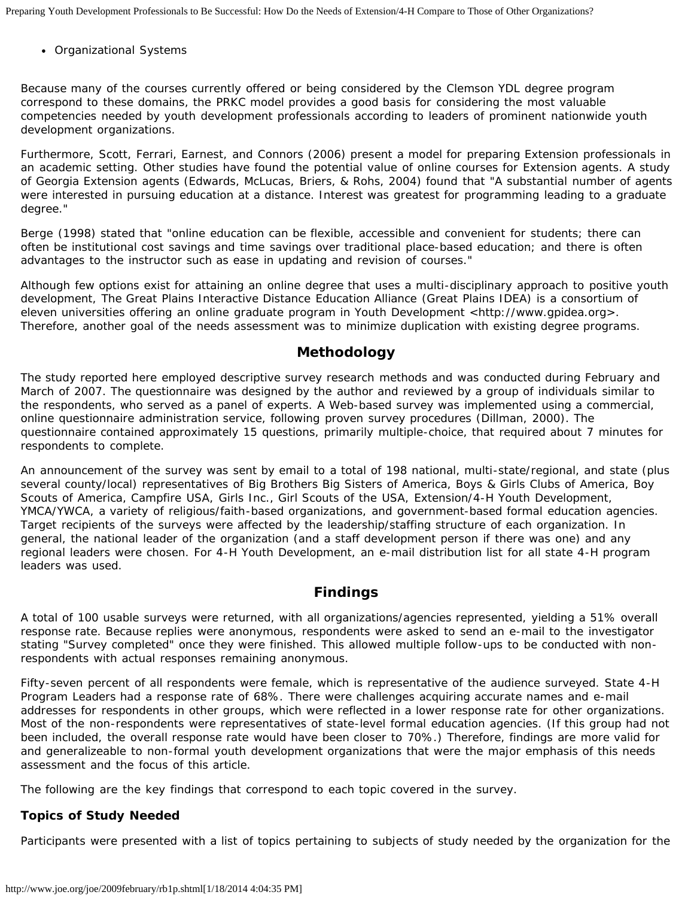- Organizational Systems

Because many of the courses currently offered or being considered by the Clemson YDL degree program correspond to these domains, the PRKC model provides a good basis for considering the most valuable competencies needed by youth development professionals according to leaders of prominent nationwide youth development organizations.

Furthermore, Scott, Ferrari, Earnest, and Connors (2006) present a model for preparing Extension professionals in an academic setting. Other studies have found the potential value of online courses for Extension agents. A study of Georgia Extension agents (Edwards, McLucas, Briers, & Rohs, 2004) found that "A substantial number of agents were interested in pursuing education at a distance. Interest was greatest for programming leading to a graduate degree."

Berge (1998) stated that "online education can be flexible, accessible and convenient for students; there can often be institutional cost savings and time savings over traditional place-based education; and there is often advantages to the instructor such as ease in updating and revision of courses."

Although few options exist for attaining an online degree that uses a multi-disciplinary approach to positive youth development, The Great Plains Interactive Distance Education Alliance (Great Plains IDEA) is a consortium of eleven universities offering an online graduate program in Youth Development <http://www.gpidea.org>. Therefore, another goal of the needs assessment was to minimize duplication with existing degree programs.

## Methodology

The study reported here employed descriptive survey research methods and was conducted during February and March of 2007. The questionnaire was designed by the author and reviewed by a group of individuals similar to the respondents, who served as a panel of experts. A Web-based survey was implemented using a commercial, online questionnaire administration service, following proven survey procedures (Dillman, 2000). The questionnaire contained approximately 15 questions, primarily multiple-choice, that required about 7 minutes for respondents to complete.

An announcement of the survey was sent by email to a total of 198 national, multi-state/regional, and state (plus several county/local) representatives of Big Brothers Big Sisters of America, Boys & Girls Clubs of America, Boy Scouts of America, Campfire USA, Girls Inc., Girl Scouts of the USA, Extension/4-H Youth Development, YMCA/YWCA, a variety of religious/faith-based organizations, and government-based formal education agencies. Target recipients of the surveys were affected by the leadership/staffing structure of each organization. In general, the national leader of the organization (and a staff development person if there was one) and any regional leaders were chosen. For 4-H Youth Development, an e-mail distribution list for all state 4-H program leaders was used.

## Findings

A total of 100 usable surveys were returned, with all organizations/agencies represented, yielding a 51% overall response rate. Because replies were anonymous, respondents were asked to send an e-mail to the investigator stating "Survey completed" once they were finished. This allowed multiple follow-ups to be conducted with non-respondents with actual responses remaining anonymous.

Fifty-seven percent of all respondents were female, which is representative of the audience surveyed. State 4-H Program Leaders had a response rate of 68%. There were challenges acquiring accurate names and e-mail addresses for respondents in other groups, which were reflected in a lower response rate for other organizations. Most of the non-respondents were representatives of state-level formal education agencies. (If this group had not been included, the overall response rate would have been closer to 70%.) Therefore, findings are more valid for and generalizeable to non-formal youth development organizations that were the major emphasis of this needs assessment and the focus of this article.

The following are the key findings that correspond to each topic covered in the survey.

### Topics of Study Needed

Participants were presented with a list of topics pertaining to subjects of study needed by the organization for the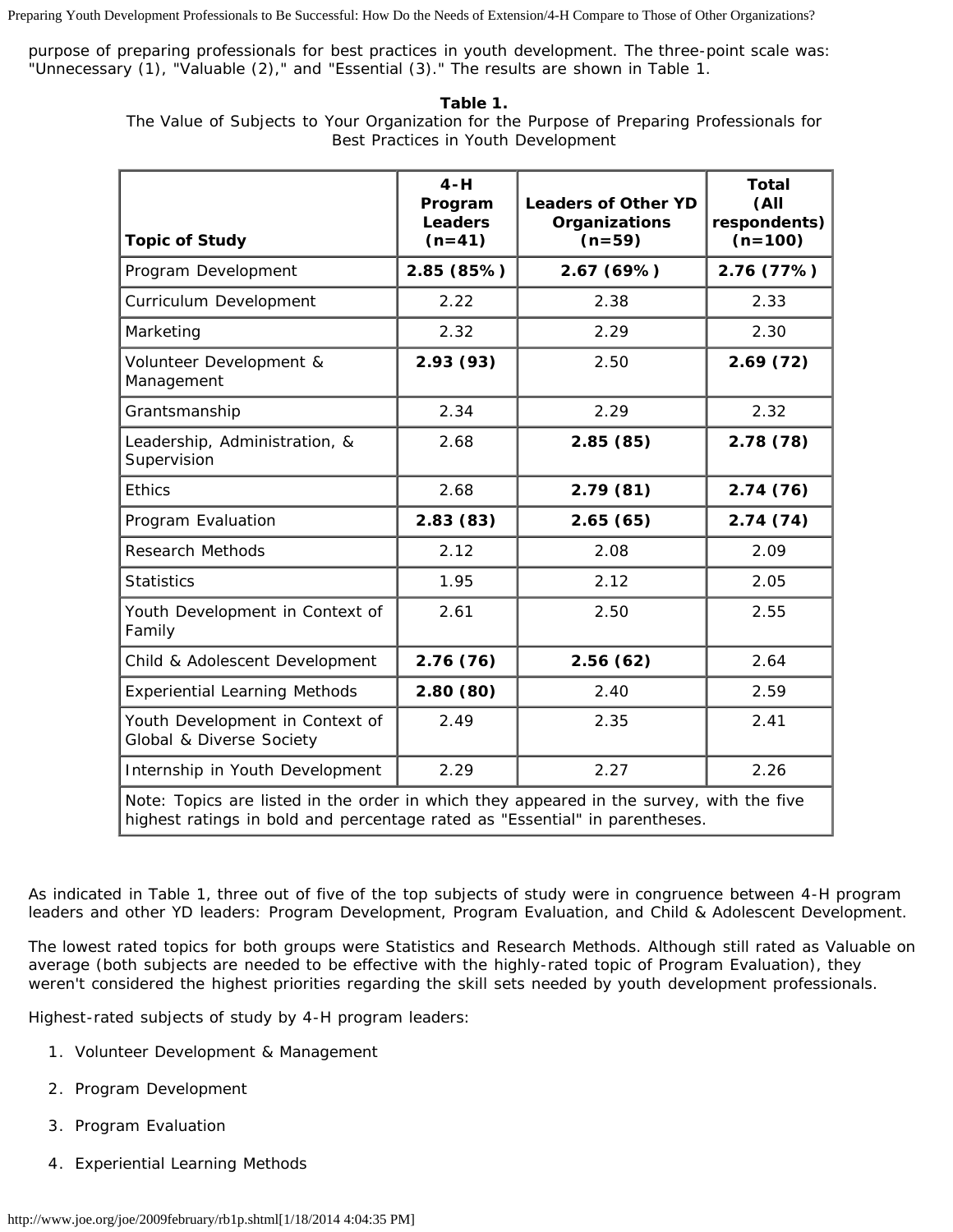purpose of preparing professionals for best practices in youth development. The three-point scale was: "Unnecessary (1), "Valuable (2)," and "Essential (3)." The results are shown in Table 1.

**Table 1.**
The Value of Subjects to Your Organization for the Purpose of Preparing Professionals for Best Practices in Youth Development

| Topic of Study | 4-H Program Leaders (n=41) | Leaders of Other YD Organizations (n=59) | Total (All respondents) (n=100) |
|---|---|---|---|
| Program Development | **2.85 (85%)** | **2.67 (69%)** | **2.76 (77%)** |
| Curriculum Development | 2.22 | 2.38 | 2.33 |
| Marketing | 2.32 | 2.29 | 2.30 |
| Volunteer Development & Management | **2.93 (93)** | 2.50 | **2.69 (72)** |
| Grantsmanship | 2.34 | 2.29 | 2.32 |
| Leadership, Administration, & Supervision | 2.68 | **2.85 (85)** | **2.78 (78)** |
| Ethics | 2.68 | **2.79 (81)** | **2.74 (76)** |
| Program Evaluation | **2.83 (83)** | **2.65 (65)** | **2.74 (74)** |
| Research Methods | 2.12 | 2.08 | 2.09 |
| Statistics | 1.95 | 2.12 | 2.05 |
| Youth Development in Context of Family | 2.61 | 2.50 | 2.55 |
| Child & Adolescent Development | **2.76 (76)** | **2.56 (62)** | 2.64 |
| Experiential Learning Methods | **2.80 (80)** | 2.40 | 2.59 |
| Youth Development in Context of Global & Diverse Society | 2.49 | 2.35 | 2.41 |
| Internship in Youth Development | 2.29 | 2.27 | 2.26 |

Note: Topics are listed in the order in which they appeared in the survey, with the five highest ratings in bold and percentage rated as "Essential" in parentheses.

As indicated in Table 1, three out of five of the top subjects of study were in congruence between 4-H program leaders and other YD leaders: Program Development, Program Evaluation, and Child & Adolescent Development.

The lowest rated topics for both groups were Statistics and Research Methods. Although still rated as Valuable on average (both subjects are needed to be effective with the highly-rated topic of Program Evaluation), they weren't considered the highest priorities regarding the skill sets needed by youth development professionals.

Highest-rated subjects of study by 4-H program leaders:

1. Volunteer Development & Management
2. Program Development
3. Program Evaluation
4. Experiential Learning Methods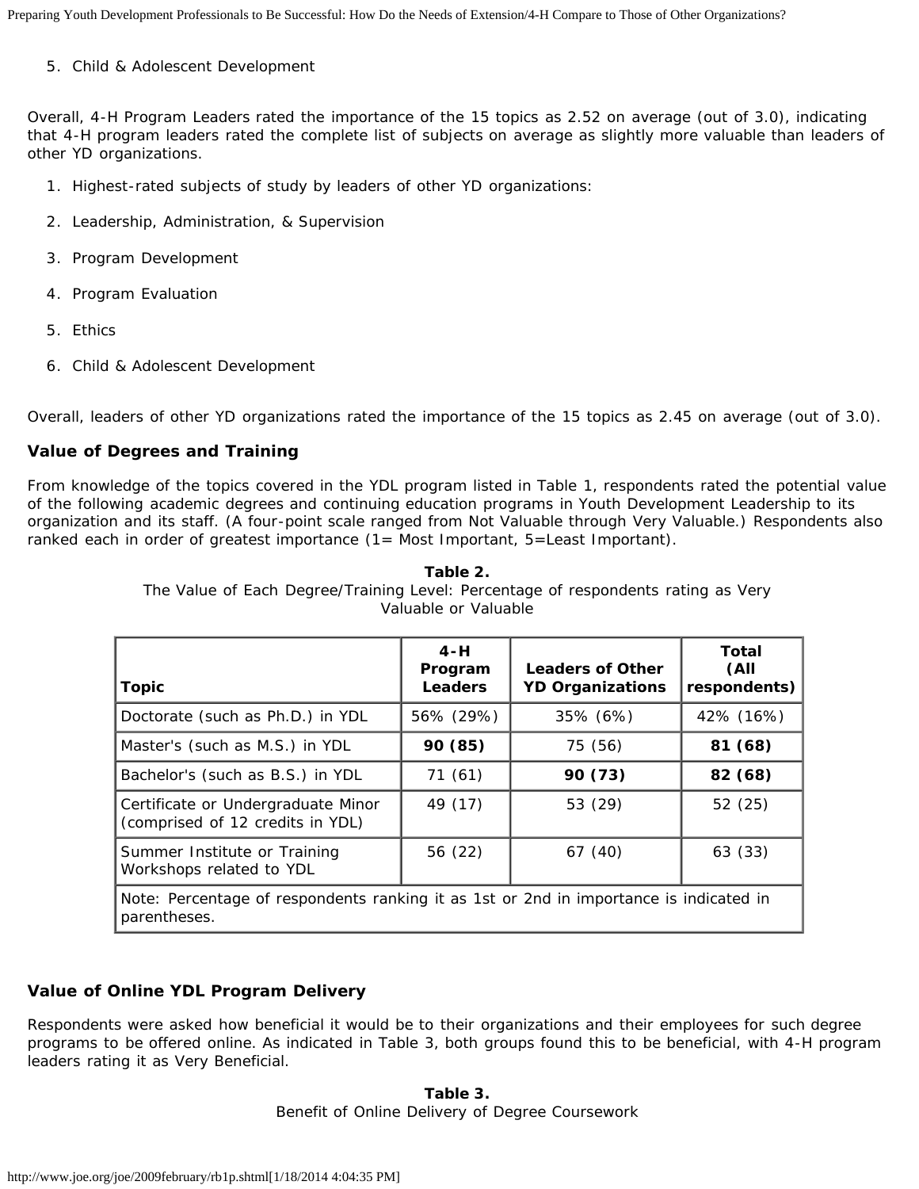5. Child & Adolescent Development

Overall, 4-H Program Leaders rated the importance of the 15 topics as 2.52 on average (out of 3.0), indicating that 4-H program leaders rated the complete list of subjects on average as slightly more valuable than leaders of other YD organizations.

1. Highest-rated subjects of study by leaders of other YD organizations:
2. Leadership, Administration, & Supervision
3. Program Development
4. Program Evaluation
5. Ethics
6. Child & Adolescent Development

Overall, leaders of other YD organizations rated the importance of the 15 topics as 2.45 on average (out of 3.0).

### Value of Degrees and Training

From knowledge of the topics covered in the YDL program listed in Table 1, respondents rated the potential value of the following academic degrees and continuing education programs in Youth Development Leadership to its organization and its staff. (A four-point scale ranged from Not Valuable through Very Valuable.) Respondents also ranked each in order of greatest importance (1= Most Important, 5=Least Important).

**Table 2.**
The Value of Each Degree/Training Level: Percentage of respondents rating as Very Valuable or Valuable

| Topic | 4-H Program Leaders | Leaders of Other YD Organizations | Total (All respondents) |
|---|---|---|---|
| Doctorate (such as Ph.D.) in YDL | 56% (29%) | 35% (6%) | 42% (16%) |
| Master's (such as M.S.) in YDL | **90 (85)** | 75 (56) | **81 (68)** |
| Bachelor's (such as B.S.) in YDL | 71 (61) | **90 (73)** | **82 (68)** |
| Certificate or Undergraduate Minor (comprised of 12 credits in YDL) | 49 (17) | 53 (29) | 52 (25) |
| Summer Institute or Training Workshops related to YDL | 56 (22) | 67 (40) | 63 (33) |
| Note: Percentage of respondents ranking it as 1st or 2nd in importance is indicated in parentheses. | | | |

### Value of Online YDL Program Delivery

Respondents were asked how beneficial it would be to their organizations and their employees for such degree programs to be offered online. As indicated in Table 3, both groups found this to be beneficial, with 4-H program leaders rating it as Very Beneficial.

**Table 3.**
Benefit of Online Delivery of Degree Coursework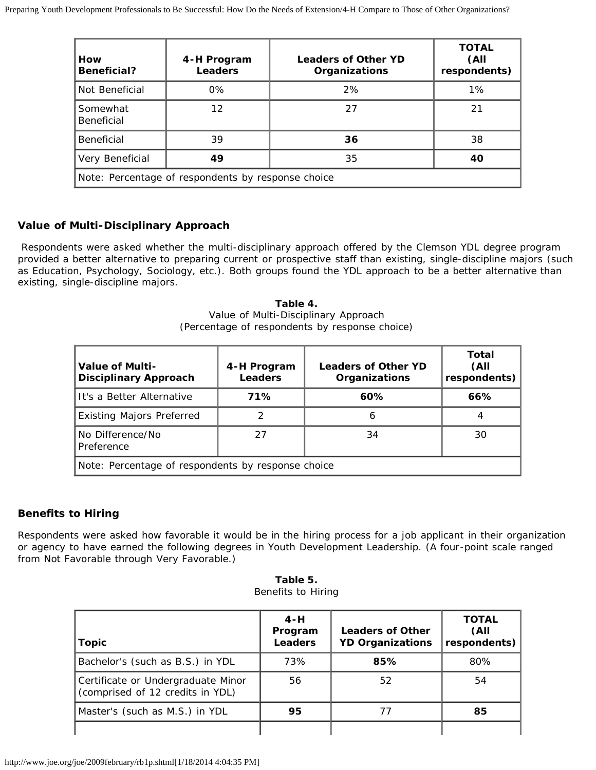| How Beneficial? | 4-H Program Leaders | Leaders of Other YD Organizations | TOTAL (All respondents) |
|---|---|---|---|
| Not Beneficial | 0% | 2% | 1% |
| Somewhat Beneficial | 12 | 27 | 21 |
| Beneficial | 39 | **36** | 38 |
| Very Beneficial | **49** | 35 | **40** |
| Note: Percentage of respondents by response choice | | | |

### Value of Multi-Disciplinary Approach

Respondents were asked whether the multi-disciplinary approach offered by the Clemson YDL degree program provided a better alternative to preparing current or prospective staff than existing, single-discipline majors (such as Education, Psychology, Sociology, etc.). Both groups found the YDL approach to be a better alternative than existing, single-discipline majors.

**Table 4.**
Value of Multi-Disciplinary Approach
(Percentage of respondents by response choice)

| Value of Multi-Disciplinary Approach | 4-H Program Leaders | Leaders of Other YD Organizations | Total (All respondents) |
|---|---|---|---|
| It's a Better Alternative | **71%** | **60%** | **66%** |
| Existing Majors Preferred | 2 | 6 | 4 |
| No Difference/No Preference | 27 | 34 | 30 |
| Note: Percentage of respondents by response choice | | | |

### Benefits to Hiring

Respondents were asked how favorable it would be in the hiring process for a job applicant in their organization or agency to have earned the following degrees in Youth Development Leadership. (A four-point scale ranged from Not Favorable through Very Favorable.)

**Table 5.**
Benefits to Hiring

| Topic | 4-H Program Leaders | Leaders of Other YD Organizations | TOTAL (All respondents) |
|---|---|---|---|
| Bachelor's (such as B.S.) in YDL | 73% | **85%** | 80% |
| Certificate or Undergraduate Minor (comprised of 12 credits in YDL) | 56 | 52 | 54 |
| Master's (such as M.S.) in YDL | **95** | 77 | **85** |
| | | | |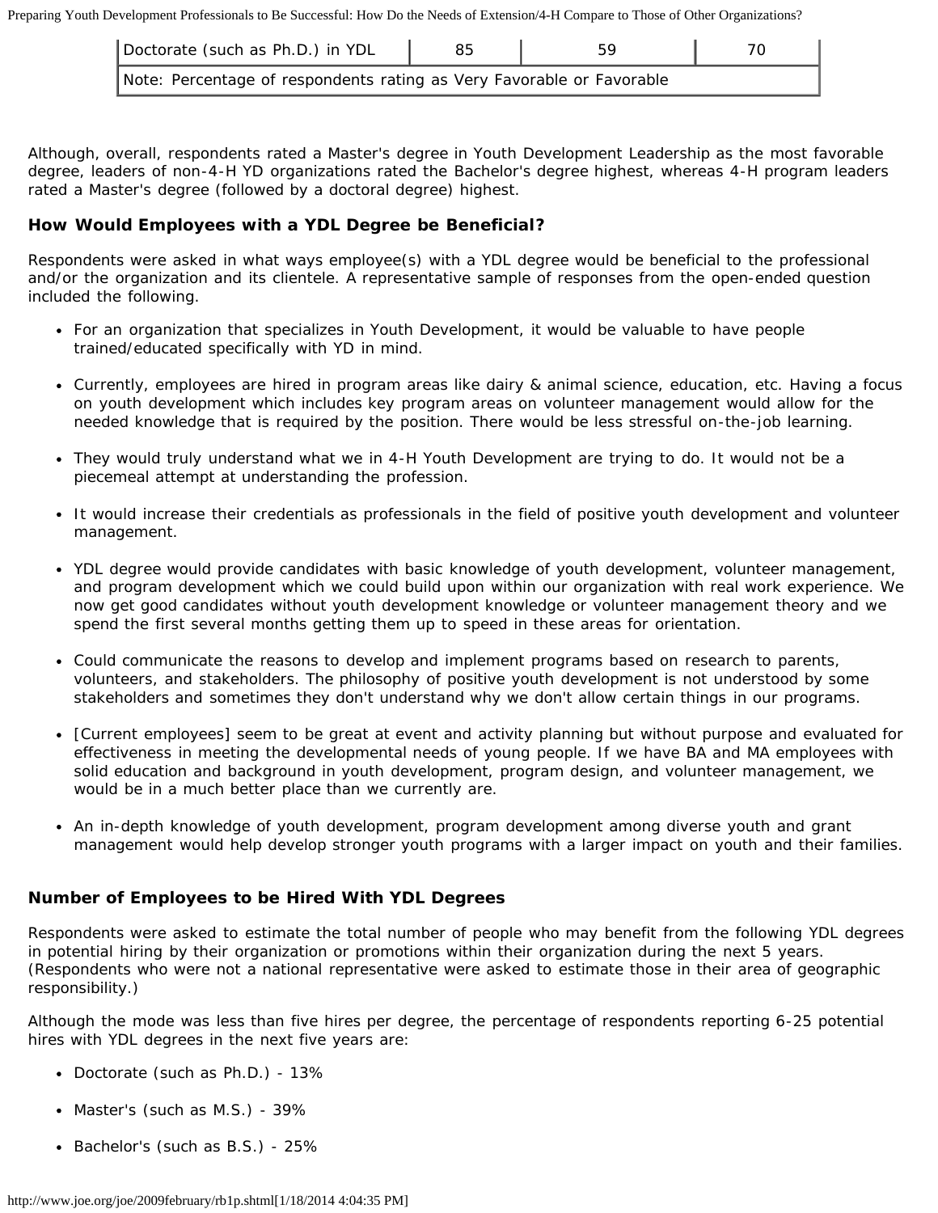| Doctorate (such as Ph.D.) in YDL | 85 | 59 | 70 |
|---|---|---|---|
| Note: Percentage of respondents rating as Very Favorable or Favorable | | | |

Although, overall, respondents rated a Master's degree in Youth Development Leadership as the most favorable degree, leaders of non-4-H YD organizations rated the Bachelor's degree highest, whereas 4-H program leaders rated a Master's degree (followed by a doctoral degree) highest.

### How Would Employees with a YDL Degree be Beneficial?

Respondents were asked in what ways employee(s) with a YDL degree would be beneficial to the professional and/or the organization and its clientele. A representative sample of responses from the open-ended question included the following.

- For an organization that specializes in Youth Development, it would be valuable to have people trained/educated specifically with YD in mind.
- Currently, employees are hired in program areas like dairy & animal science, education, etc. Having a focus on youth development which includes key program areas on volunteer management would allow for the needed knowledge that is required by the position. There would be less stressful on-the-job learning.
- They would truly understand what we in 4-H Youth Development are trying to do. It would not be a piecemeal attempt at understanding the profession.
- It would increase their credentials as professionals in the field of positive youth development and volunteer management.
- YDL degree would provide candidates with basic knowledge of youth development, volunteer management, and program development which we could build upon within our organization with real work experience. We now get good candidates without youth development knowledge or volunteer management theory and we spend the first several months getting them up to speed in these areas for orientation.
- Could communicate the reasons to develop and implement programs based on research to parents, volunteers, and stakeholders. The philosophy of positive youth development is not understood by some stakeholders and sometimes they don't understand why we don't allow certain things in our programs.
- [Current employees] seem to be great at event and activity planning but without purpose and evaluated for effectiveness in meeting the developmental needs of young people. If we have BA and MA employees with solid education and background in youth development, program design, and volunteer management, we would be in a much better place than we currently are.
- An in-depth knowledge of youth development, program development among diverse youth and grant management would help develop stronger youth programs with a larger impact on youth and their families.

### Number of Employees to be Hired With YDL Degrees

Respondents were asked to estimate the total number of people who may benefit from the following YDL degrees in potential hiring by their organization or promotions within their organization during the next 5 years. (Respondents who were not a national representative were asked to estimate those in their area of geographic responsibility.)

Although the mode was less than five hires per degree, the percentage of respondents reporting 6-25 potential hires with YDL degrees in the next five years are:

- Doctorate (such as Ph.D.) - 13%
- Master's (such as M.S.) - 39%
- Bachelor's (such as B.S.) - 25%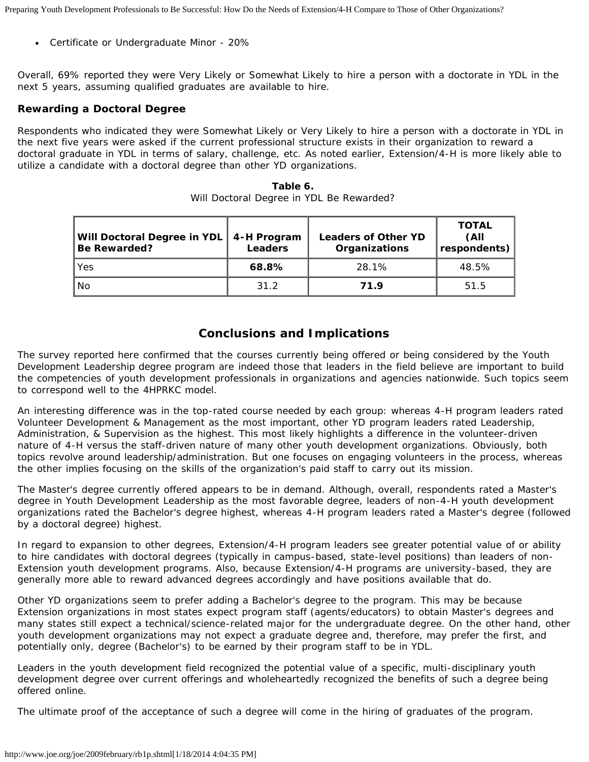- Certificate or Undergraduate Minor - 20%

Overall, 69% reported they were Very Likely or Somewhat Likely to hire a person with a doctorate in YDL in the next 5 years, assuming qualified graduates are available to hire.

**Rewarding a Doctoral Degree**

Respondents who indicated they were Somewhat Likely or Very Likely to hire a person with a doctorate in YDL in the next five years were asked if the current professional structure exists in their organization to reward a doctoral graduate in YDL in terms of salary, challenge, etc. As noted earlier, Extension/4-H is more likely able to utilize a candidate with a doctoral degree than other YD organizations.

**Table 6.**
Will Doctoral Degree in YDL Be Rewarded?

| Will Doctoral Degree in YDL Be Rewarded? | 4-H Program Leaders | Leaders of Other YD Organizations | TOTAL (All respondents) |
|---|---|---|---|
| Yes | **68.8%** | 28.1% | 48.5% |
| No | 31.2 | **71.9** | 51.5 |

## Conclusions and Implications

The survey reported here confirmed that the courses currently being offered or being considered by the Youth Development Leadership degree program are indeed those that leaders in the field believe are important to build the competencies of youth development professionals in organizations and agencies nationwide. Such topics seem to correspond well to the 4HPRKC model.

An interesting difference was in the top-rated course needed by each group: whereas 4-H program leaders rated Volunteer Development & Management as the most important, other YD program leaders rated Leadership, Administration, & Supervision as the highest. This most likely highlights a difference in the volunteer-driven nature of 4-H versus the staff-driven nature of many other youth development organizations. Obviously, both topics revolve around leadership/administration. But one focuses on engaging volunteers in the process, whereas the other implies focusing on the skills of the organization's paid staff to carry out its mission.

The Master's degree currently offered appears to be in demand. Although, overall, respondents rated a Master's degree in Youth Development Leadership as the most favorable degree, leaders of non-4-H youth development organizations rated the Bachelor's degree highest, whereas 4-H program leaders rated a Master's degree (followed by a doctoral degree) highest.

In regard to expansion to other degrees, Extension/4-H program leaders see greater potential value of or ability to hire candidates with doctoral degrees (typically in campus-based, state-level positions) than leaders of non-Extension youth development programs. Also, because Extension/4-H programs are university-based, they are generally more able to reward advanced degrees accordingly and have positions available that do.

Other YD organizations seem to prefer adding a Bachelor's degree to the program. This may be because Extension organizations in most states expect program staff (agents/educators) to obtain Master's degrees and many states still expect a technical/science-related major for the undergraduate degree. On the other hand, other youth development organizations may not expect a graduate degree and, therefore, may prefer the first, and potentially only, degree (Bachelor's) to be earned by their program staff to be in YDL.

Leaders in the youth development field recognized the potential value of a specific, multi-disciplinary youth development degree over current offerings and wholeheartedly recognized the benefits of such a degree being offered online.

The ultimate proof of the acceptance of such a degree will come in the hiring of graduates of the program.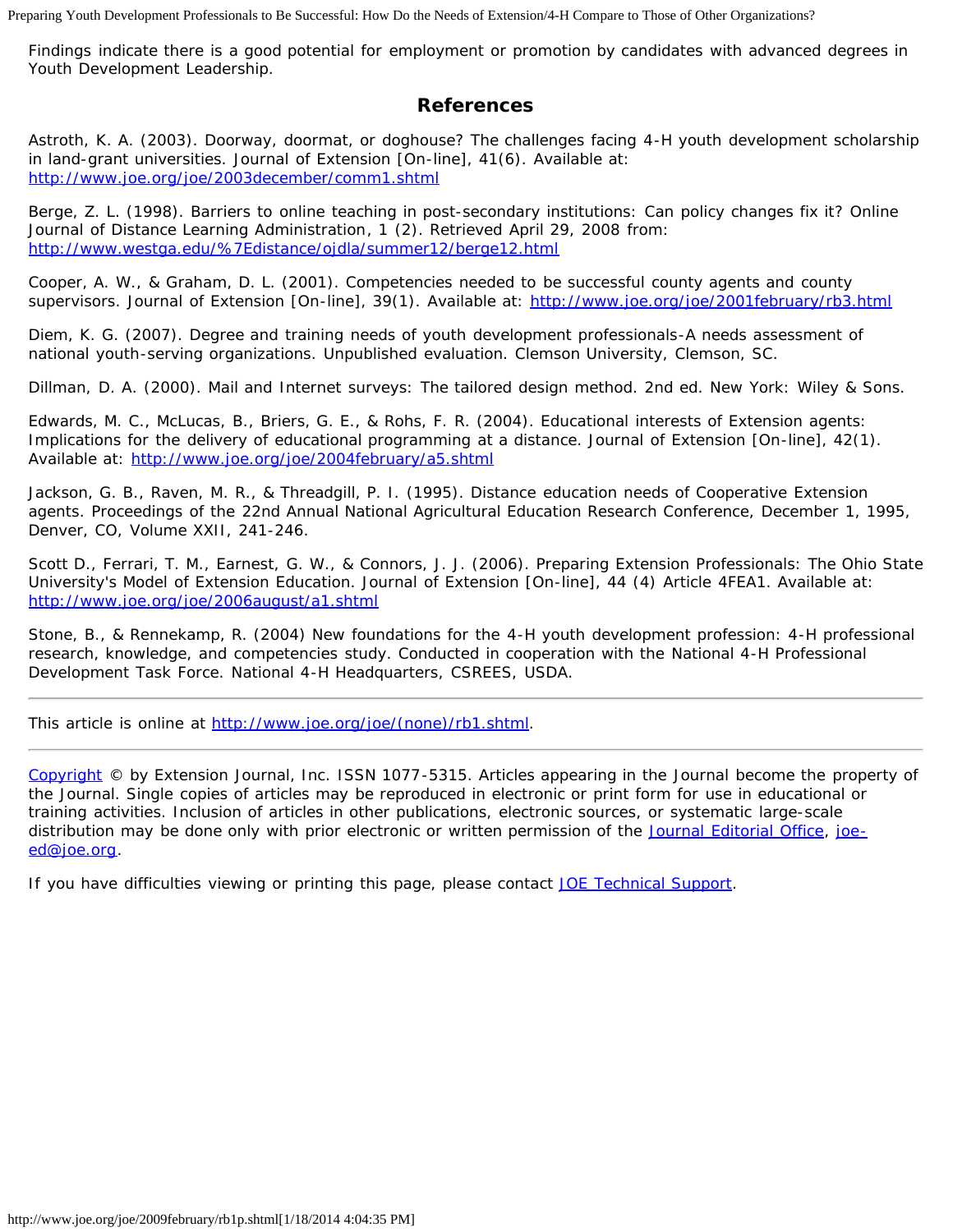Findings indicate there is a good potential for employment or promotion by candidates with advanced degrees in Youth Development Leadership.

## References

Astroth, K. A. (2003). Doorway, doormat, or doghouse? The challenges facing 4-H youth development scholarship in land-grant universities. Journal of Extension [On-line], 41(6). Available at: http://www.joe.org/joe/2003december/comm1.shtml

Berge, Z. L. (1998). Barriers to online teaching in post-secondary institutions: Can policy changes fix it? Online Journal of Distance Learning Administration, 1 (2). Retrieved April 29, 2008 from: http://www.westga.edu/%7Edistance/ojdla/summer12/berge12.html

Cooper, A. W., & Graham, D. L. (2001). Competencies needed to be successful county agents and county supervisors. Journal of Extension [On-line], 39(1). Available at: http://www.joe.org/joe/2001february/rb3.html

Diem, K. G. (2007). Degree and training needs of youth development professionals-A needs assessment of national youth-serving organizations. Unpublished evaluation. Clemson University, Clemson, SC.

Dillman, D. A. (2000). Mail and Internet surveys: The tailored design method. 2nd ed. New York: Wiley & Sons.

Edwards, M. C., McLucas, B., Briers, G. E., & Rohs, F. R. (2004). Educational interests of Extension agents: Implications for the delivery of educational programming at a distance. Journal of Extension [On-line], 42(1). Available at: http://www.joe.org/joe/2004february/a5.shtml

Jackson, G. B., Raven, M. R., & Threadgill, P. I. (1995). Distance education needs of Cooperative Extension agents. Proceedings of the 22nd Annual National Agricultural Education Research Conference, December 1, 1995, Denver, CO, Volume XXII, 241-246.

Scott D., Ferrari, T. M., Earnest, G. W., & Connors, J. J. (2006). Preparing Extension Professionals: The Ohio State University's Model of Extension Education. Journal of Extension [On-line], 44 (4) Article 4FEA1. Available at: http://www.joe.org/joe/2006august/a1.shtml

Stone, B., & Rennekamp, R. (2004) New foundations for the 4-H youth development profession: 4-H professional research, knowledge, and competencies study. Conducted in cooperation with the National 4-H Professional Development Task Force. National 4-H Headquarters, CSREES, USDA.

---

This article is online at http://www.joe.org/joe/(none)/rb1.shtml.

---

Copyright © by Extension Journal, Inc. ISSN 1077-5315. Articles appearing in the Journal become the property of the Journal. Single copies of articles may be reproduced in electronic or print form for use in educational or training activities. Inclusion of articles in other publications, electronic sources, or systematic large-scale distribution may be done only with prior electronic or written permission of the Journal Editorial Office, joe-ed@joe.org.

If you have difficulties viewing or printing this page, please contact JOE Technical Support.